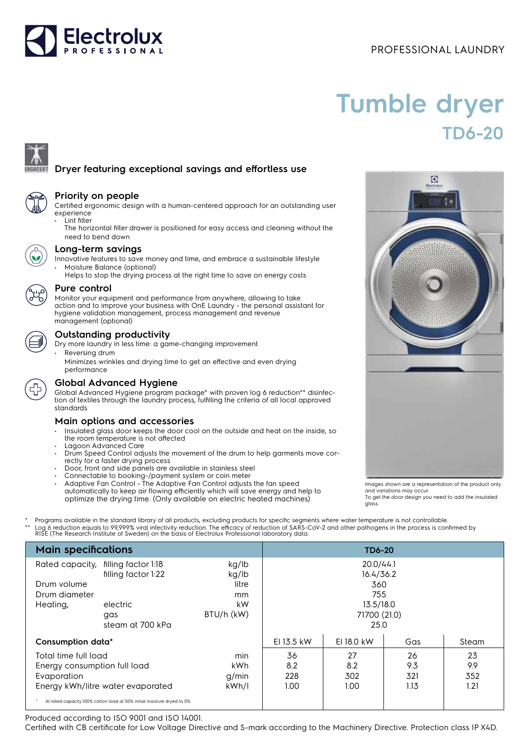PROFESSIONAL LAUNDRY

# Tumble dryer

## TD6-20

### Dryer featuring exceptional savings and effortless use

### Priority on people

Certified ergonomic design with a human-centered approach for an outstanding user experience

- Lint filter
  The horizontal filter drawer is positioned for easy access and cleaning without the need to bend down

### Long-term savings

Innovative features to save money and time, and embrace a sustainable lifestyle

- Moisture Balance (optional)
  Helps to stop the drying process at the right time to save on energy costs

### Pure control

Monitor your equipment and performance from anywhere, allowing to take action and to improve your business with OnE Laundry - the personal assistant for hygiene validation management, process management and revenue management (optional)

### Outstanding productivity

Dry more laundry in less time: a game-changing improvement

- Reversing drum
  Minimizes wrinkles and drying time to get an effective and even drying performance

### Global Advanced Hygiene

Global Advanced Hygiene program package* with proven log 6 reduction** disinfection of textiles through the laundry process, fulfilling the criteria of all local approved standards

### Main options and accessories

- Insulated glass door keeps the door cool on the outside and heat on the inside, so the room temperature is not affected
- Lagoon Advanced Care
- Drum Speed Control adjusts the movement of the drum to help garments move correctly for a faster drying process
- Door, front and side panels are available in stainless steel
- Connectable to booking-/payment system or coin meter
- Adaptive Fan Control - The Adaptive Fan Control adjusts the fan speed automatically to keep air flowing efficiently which will save energy and help to optimize the drying time. (Only available on electric heated machines)

Images shown are a representation of the product only and variations may occur.
To get the door design you need to add the insulated glass.

\* Programs available in the standard library of all products, excluding products for specific segments where water temperature is not controllable.
\** Log 6 reduction equals to 99,999% viral infectivity reduction. The efficacy of reduction of SARS-CoV-2 and other pathogens in the process is confirmed by RISE (The Research Institute of Sweden) on the basis of Electrolux Professional laboratory data.

| Main specifications | | | TD6-20 | | | |
|---|---|---|---|---|---|---|
| Rated capacity, | filling factor 1:18 | kg/lb | 20.0/44.1 | | | |
| | filling factor 1:22 | kg/lb | 16.4/36.2 | | | |
| Drum volume | | litre | 360 | | | |
| Drum diameter | | mm | 755 | | | |
| Heating, | electric | kW | 13.5/18.0 | | | |
| | gas | BTU/h (kW) | 71700 (21.0) | | | |
| | steam at 700 kPa | | 25.0 | | | |
| **Consumption data*** | | | El 13.5 kW | El 18.0 kW | Gas | Steam |
| Total time full load | | min | 36 | 27 | 26 | 23 |
| Energy consumption full load | | kWh | 8.2 | 8.2 | 9.3 | 9.9 |
| Evaporation | | g/min | 228 | 302 | 321 | 352 |
| Energy kWh/litre water evaporated | | kWh/l | 1.00 | 1.00 | 1.13 | 1.21 |

\* At rated capacity 100% cotton load at 50% initial moisture dryed to 0%.

Produced according to ISO 9001 and ISO 14001.
Certified with CB certificate for Low Voltage Directive and S-mark according to the Machinery Directive. Protection class IP X4D.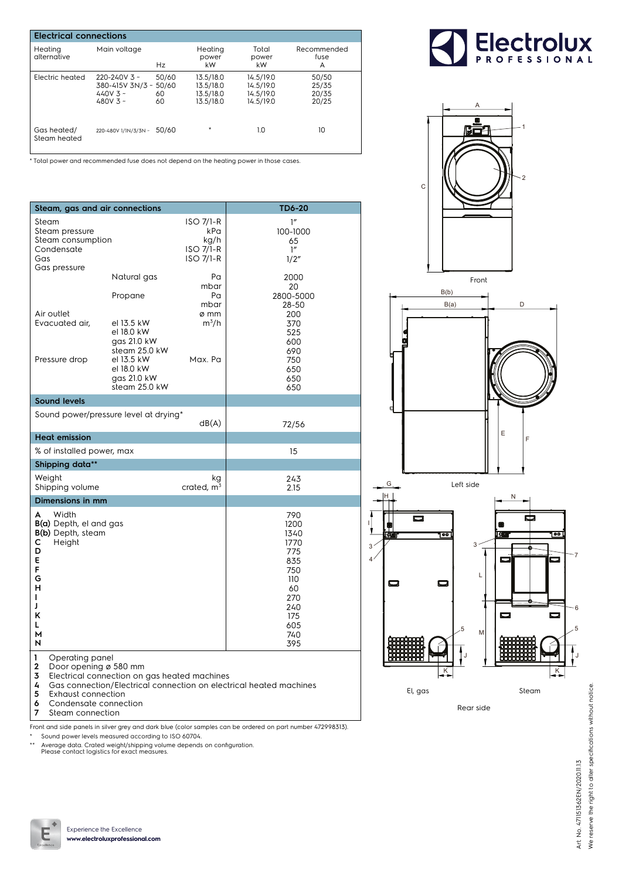## Electrical connections

| Heating alternative | Main voltage | Hz | Heating power kW | Total power kW | Recommended fuse A |
|---|---|---|---|---|---|
| Electric heated | 220-240V 3 ~ | 50/60 | 13.5/18.0 | 14.5/19.0 | 50/50 |
| | 380-415V 3N/3 ~ | 50/60 | 13.5/18.0 | 14.5/19.0 | 25/35 |
| | 440V 3 ~ | 60 | 13.5/18.0 | 14.5/19.0 | 20/35 |
| | 480V 3 ~ | 60 | 13.5/18.0 | 14.5/19.0 | 20/25 |
| Gas heated/ Steam heated | 220-480V 1/1N/3/3N ~ | 50/60 | * | 1.0 | 10 |

* Total power and recommended fuse does not depend on the heating power in those cases.

| Steam, gas and air connections | | | TD6-20 |
|---|---|---|---|
| Steam | | ISO 7/1-R | 1" |
| Steam pressure | | kPa | 100-1000 |
| Steam consumption | | kg/h | 65 |
| Condensate | | ISO 7/1-R | 1" |
| Gas | | ISO 7/1-R | 1/2" |
| Gas pressure | Natural gas | Pa | 2000 |
| | | mbar | 20 |
| | Propane | Pa | 2800-5000 |
| | | mbar | 28-50 |
| Air outlet | | ø mm | 200 |
| Evacuated air, | el 13.5 kW | $m^3$/h | 370 |
| | el 18.0 kW | | 525 |
| | gas 21.0 kW | | 600 |
| | steam 25.0 kW | | 690 |
| Pressure drop | el 13.5 kW | Max. Pa | 750 |
| | el 18.0 kW | | 650 |
| | gas 21.0 kW | | 650 |
| | steam 25.0 kW | | 650 |
| **Sound levels** | | | |
| Sound power/pressure level at drying* | | dB(A) | 72/56 |
| **Heat emission** | | | |
| % of installed power, max | | | 15 |
| **Shipping data**** | | | |
| Weight | | kg | 243 |
| Shipping volume | | crated, $m^3$ | 2.15 |
| **Dimensions in mm** | | | |
| A Width | | | 790 |
| B(a) Depth, el and gas | | | 1200 |
| B(b) Depth, steam | | | 1340 |
| C Height | | | 1770 |
| D | | | 775 |
| E | | | 835 |
| F | | | 750 |
| G | | | 110 |
| H | | | 60 |
| I | | | 270 |
| J | | | 240 |
| K | | | 175 |
| L | | | 605 |
| M | | | 740 |
| N | | | 395 |

1. Operating panel
2. Door opening ø 580 mm
3. Electrical connection on gas heated machines
4. Gas connection/Electrical connection on electrical heated machines
5. Exhaust connection
6. Condensate connection
7. Steam connection

Front and side panels in silver grey and dark blue (color samples can be ordered on part number 472998313).

* Sound power levels measured according to ISO 60704.

** Average data. Crated weight/shipping volume depends on configuration. Please contact logistics for exact measures.

Front

Left side

El, gas

Steam

Rear side

Experience the Excellence
www.electroluxprofessional.com

Art. No. 4711513362EN/2020.11.13

We reserve the right to alter specifications without notice.